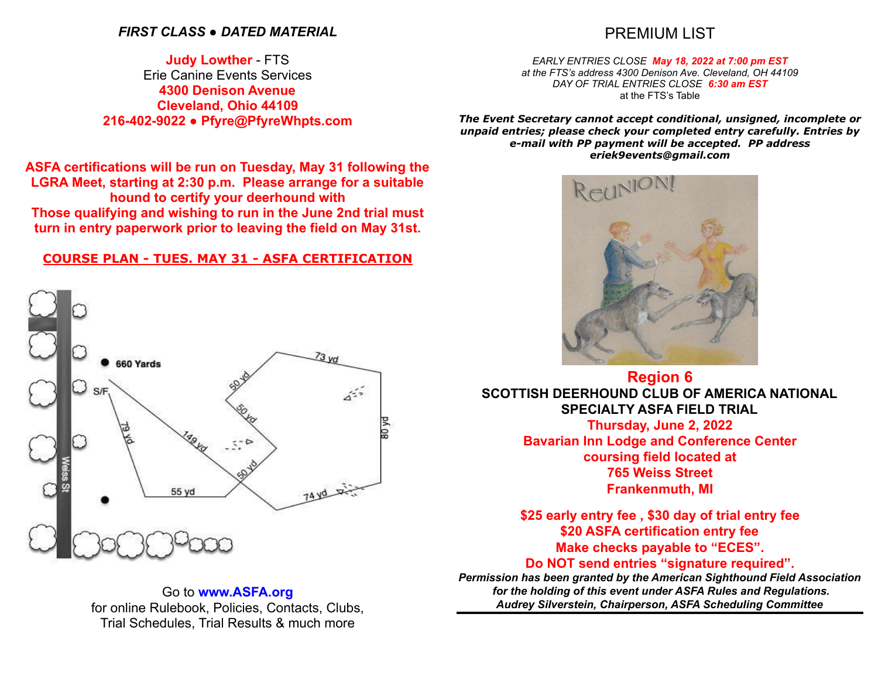***FIRST CLASS ● DATED MATERIAL***

**Judy Lowther** - FTS
Erie Canine Events Services
**4300 Denison Avenue**
**Cleveland, Ohio 44109**
**216-402-9022 ● Pfyre@PfyreWhpts.com**

**ASFA certifications will be run on Tuesday, May 31 following the LGRA Meet, starting at 2:30 p.m. Please arrange for a suitable hound to certify your deerhound with**
**Those qualifying and wishing to run in the June 2nd trial must turn in entry paperwork prior to leaving the field on May 31st.**

**COURSE PLAN - TUES. MAY 31 - ASFA CERTIFICATION**

660 Yards

S/F

79 yd

55 yd

149 yd

50 yd

50 yd

50 yd

73 yd

80 yd

74 yd

Weiss St

Go to **www.ASFA.org**
for online Rulebook, Policies, Contacts, Clubs, Trial Schedules, Trial Results & much more

# PREMIUM LIST

*EARLY ENTRIES CLOSE* ***May 18, 2022 at 7:00 pm EST***
*at the FTS's address 4300 Denison Ave. Cleveland, OH 44109*
*DAY OF TRIAL ENTRIES CLOSE* ***6:30 am EST***
at the FTS's Table

***The Event Secretary cannot accept conditional, unsigned, incomplete or unpaid entries; please check your completed entry carefully. Entries by e-mail with PP payment will be accepted. PP address eriek9events@gmail.com***

ReUNION!

## Region 6

**SCOTTISH DEERHOUND CLUB OF AMERICA NATIONAL SPECIALTY ASFA FIELD TRIAL**
**Thursday, June 2, 2022**
**Bavarian Inn Lodge and Conference Center**
**coursing field located at**
**765 Weiss Street**
**Frankenmuth, MI**

**$25 early entry fee , $30 day of trial entry fee**
**$20 ASFA certification entry fee**
**Make checks payable to "ECES".**
**Do NOT send entries "signature required".**

***Permission has been granted by the American Sighthound Field Association for the holding of this event under ASFA Rules and Regulations.***
***Audrey Silverstein, Chairperson, ASFA Scheduling Committee***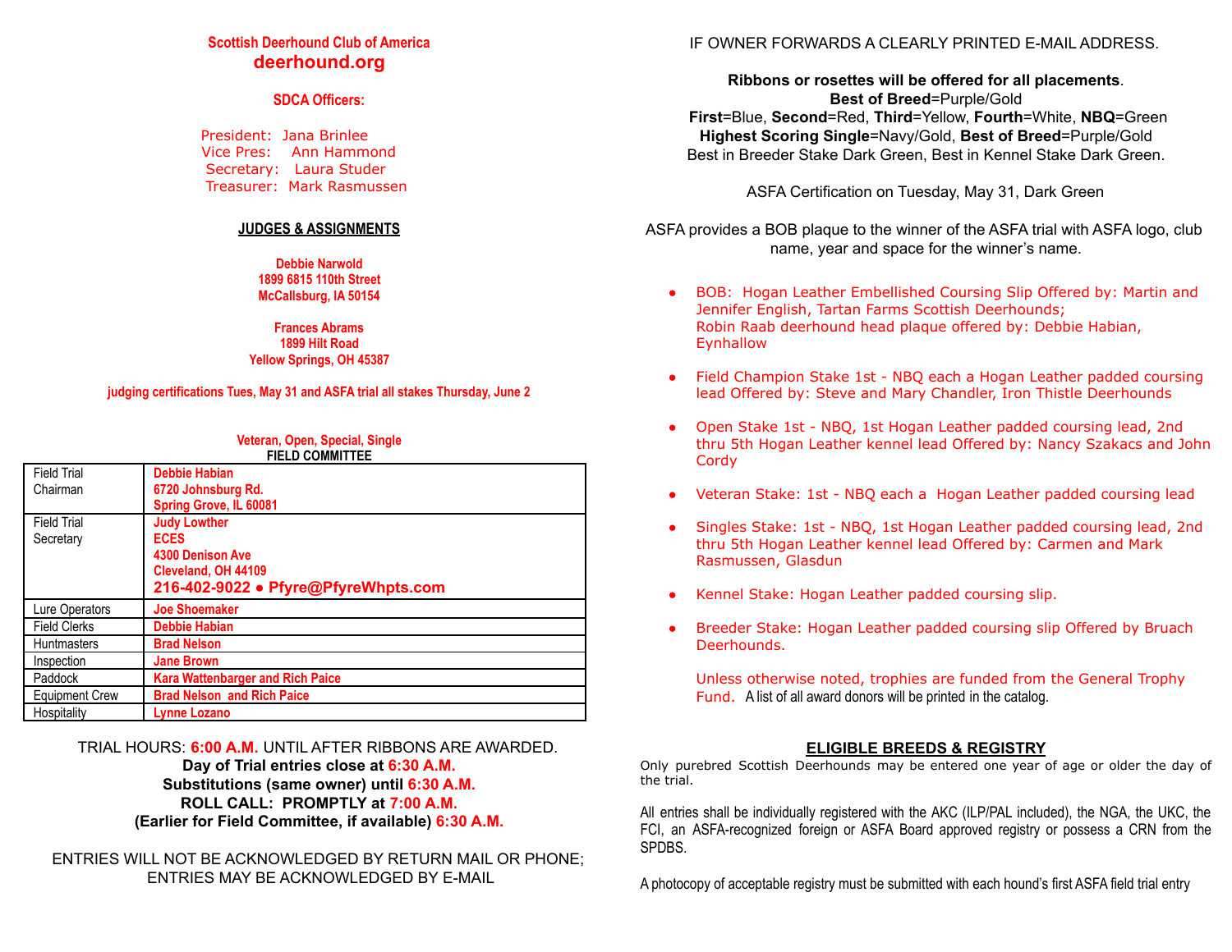**Scottish Deerhound Club of America**
**deerhound.org**

**SDCA Officers:**

President: Jana Brinlee
Vice Pres: Ann Hammond
Secretary: Laura Studer
Treasurer: Mark Rasmussen

## JUDGES & ASSIGNMENTS

**Debbie Narwold**
**1899 6815 110th Street**
**McCallsburg, IA 50154**

**Frances Abrams**
**1899 Hilt Road**
**Yellow Springs, OH 45387**

**judging certifications Tues, May 31 and ASFA trial all stakes Thursday, June 2**

**Veteran, Open, Special, Single**
**FIELD COMMITTEE**

| | |
|---|---|
| Field Trial Chairman | **Debbie Habian**<br>**6720 Johnsburg Rd.**<br>**Spring Grove, IL 60081** |
| Field Trial Secretary | **Judy Lowther**<br>**ECES**<br>**4300 Denison Ave**<br>**Cleveland, OH 44109**<br>**216-402-9022 • Pfyre@PfyreWhpts.com** |
| Lure Operators | **Joe Shoemaker** |
| Field Clerks | **Debbie Habian** |
| Huntmasters | **Brad Nelson** |
| Inspection | **Jane Brown** |
| Paddock | **Kara Wattenbarger and Rich Paice** |
| Equipment Crew | **Brad Nelson and Rich Paice** |
| Hospitality | **Lynne Lozano** |

TRIAL HOURS: **6:00 A.M.** UNTIL AFTER RIBBONS ARE AWARDED.
**Day of Trial entries close at 6:30 A.M.**
**Substitutions (same owner) until 6:30 A.M.**
**ROLL CALL: PROMPTLY at 7:00 A.M.**
**(Earlier for Field Committee, if available) 6:30 A.M.**

ENTRIES WILL NOT BE ACKNOWLEDGED BY RETURN MAIL OR PHONE; ENTRIES MAY BE ACKNOWLEDGED BY E-MAIL IF OWNER FORWARDS A CLEARLY PRINTED E-MAIL ADDRESS.

**Ribbons or rosettes will be offered for all placements**.
**Best of Breed**=Purple/Gold
**First**=Blue, **Second**=Red, **Third**=Yellow, **Fourth**=White, **NBQ**=Green
**Highest Scoring Single**=Navy/Gold, **Best of Breed**=Purple/Gold
Best in Breeder Stake Dark Green, Best in Kennel Stake Dark Green.

ASFA Certification on Tuesday, May 31, Dark Green

ASFA provides a BOB plaque to the winner of the ASFA trial with ASFA logo, club name, year and space for the winner's name.

- BOB: Hogan Leather Embellished Coursing Slip Offered by: Martin and Jennifer English, Tartan Farms Scottish Deerhounds; Robin Raab deerhound head plaque offered by: Debbie Habian, Eynhallow
- Field Champion Stake 1st - NBQ each a Hogan Leather padded coursing lead Offered by: Steve and Mary Chandler, Iron Thistle Deerhounds
- Open Stake 1st - NBQ, 1st Hogan Leather padded coursing lead, 2nd thru 5th Hogan Leather kennel lead Offered by: Nancy Szakacs and John Cordy
- Veteran Stake: 1st - NBQ each a Hogan Leather padded coursing lead
- Singles Stake: 1st - NBQ, 1st Hogan Leather padded coursing lead, 2nd thru 5th Hogan Leather kennel lead Offered by: Carmen and Mark Rasmussen, Glasdun
- Kennel Stake: Hogan Leather padded coursing slip.
- Breeder Stake: Hogan Leather padded coursing slip Offered by Bruach Deerhounds.

  Unless otherwise noted, trophies are funded from the General Trophy Fund. A list of all award donors will be printed in the catalog.

## ELIGIBLE BREEDS & REGISTRY

Only purebred Scottish Deerhounds may be entered one year of age or older the day of the trial.

All entries shall be individually registered with the AKC (ILP/PAL included), the NGA, the UKC, the FCI, an ASFA-recognized foreign or ASFA Board approved registry or possess a CRN from the SPDBS.

A photocopy of acceptable registry must be submitted with each hound's first ASFA field trial entry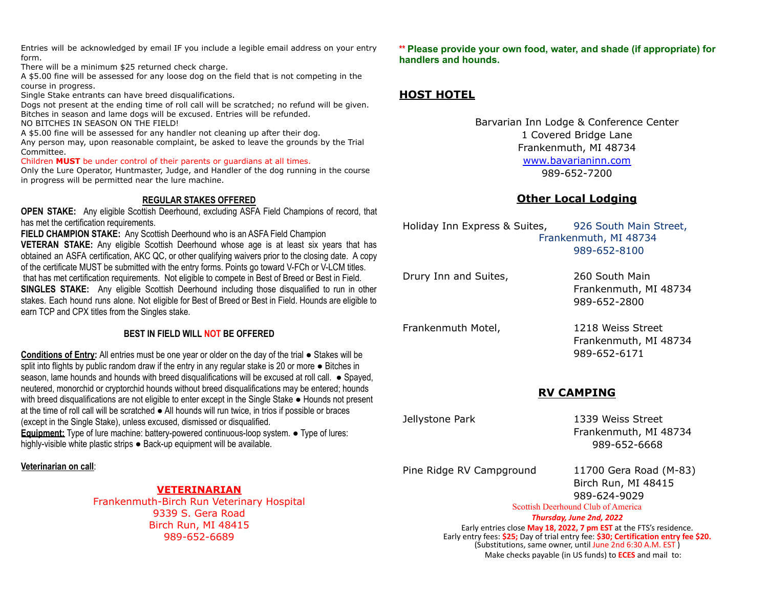Entries will be acknowledged by email IF you include a legible email address on your entry form.
There will be a minimum $25 returned check charge.
A $5.00 fine will be assessed for any loose dog on the field that is not competing in the course in progress.
Single Stake entrants can have breed disqualifications.
Dogs not present at the ending time of roll call will be scratched; no refund will be given.
Bitches in season and lame dogs will be excused. Entries will be refunded.
NO BITCHES IN SEASON ON THE FIELD!
A $5.00 fine will be assessed for any handler not cleaning up after their dog.
Any person may, upon reasonable complaint, be asked to leave the grounds by the Trial Committee.
Children **MUST** be under control of their parents or guardians at all times.
Only the Lure Operator, Huntmaster, Judge, and Handler of the dog running in the course in progress will be permitted near the lure machine.

## REGULAR STAKES OFFERED

**OPEN STAKE:** Any eligible Scottish Deerhound, excluding ASFA Field Champions of record, that has met the certification requirements.

**FIELD CHAMPION STAKE:** Any Scottish Deerhound who is an ASFA Field Champion

**VETERAN STAKE:** Any eligible Scottish Deerhound whose age is at least six years that has obtained an ASFA certification, AKC QC, or other qualifying waivers prior to the closing date. A copy of the certificate MUST be submitted with the entry forms. Points go toward V-FCh or V-LCM titles. that has met certification requirements. Not eligible to compete in Best of Breed or Best in Field.

**SINGLES STAKE:** Any eligible Scottish Deerhound including those disqualified to run in other stakes. Each hound runs alone. Not eligible for Best of Breed or Best in Field. Hounds are eligible to earn TCP and CPX titles from the Singles stake.

### BEST IN FIELD WILL NOT BE OFFERED

**Conditions of Entry:** All entries must be one year or older on the day of the trial ● Stakes will be split into flights by public random draw if the entry in any regular stake is 20 or more ● Bitches in season, lame hounds and hounds with breed disqualifications will be excused at roll call. ● Spayed, neutered, monorchid or cryptorchid hounds without breed disqualifications may be entered; hounds with breed disqualifications are not eligible to enter except in the Single Stake ● Hounds not present at the time of roll call will be scratched ● All hounds will run twice, in trios if possible or braces (except in the Single Stake), unless excused, dismissed or disqualified.

**Equipment:** Type of lure machine: battery-powered continuous-loop system. ● Type of lures: highly-visible white plastic strips ● Back-up equipment will be available.

**Veterinarian on call**:

## VETERINARIAN

Frankenmuth-Birch Run Veterinary Hospital
9339 S. Gera Road
Birch Run, MI 48415
989-652-6689

**\*\* Please provide your own food, water, and shade (if appropriate) for handlers and hounds.**

## HOST HOTEL

Barvarian Inn Lodge & Conference Center
1 Covered Bridge Lane
Frankenmuth, MI 48734
www.bavarianinn.com
989-652-7200

## Other Local Lodging

Holiday Inn Express & Suites, 926 South Main Street, Frankenmuth, MI 48734, 989-652-8100

Drury Inn and Suites, 260 South Main, Frankenmuth, MI 48734, 989-652-2800

Frankenmuth Motel, 1218 Weiss Street, Frankenmuth, MI 48734, 989-652-6171

## RV CAMPING

Jellystone Park, 1339 Weiss Street, Frankenmuth, MI 48734, 989-652-6668

Pine Ridge RV Campground, 11700 Gera Road (M-83), Birch Run, MI 48415, 989-624-9029

Scottish Deerhound Club of America
***Thursday, June 2nd, 2022***

Early entries close **May 18, 2022, 7 pm EST** at the FTS's residence.
Early entry fees: **$25;** Day of trial entry fee: **$30; Certification entry fee $20.**
(Substitutions, same owner, until June 2nd 6:30 A.M. EST )
Make checks payable (in US funds) to **ECES** and mail to: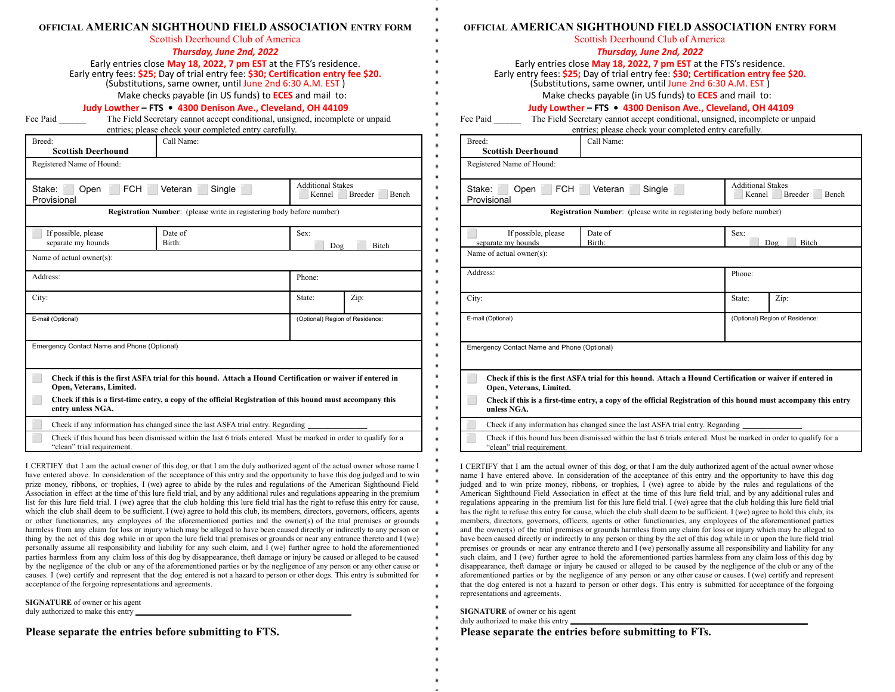OFFICIAL **AMERICAN SIGHTHOUND FIELD ASSOCIATION** ENTRY FORM

Scottish Deerhound Club of America

***Thursday, June 2nd, 2022***

Early entries close **May 18, 2022, 7 pm EST** at the FTS's residence.
Early entry fees: **$25;** Day of trial entry fee: **$30; Certification entry fee $20.**
(Substitutions, same owner, until June 2nd 6:30 A.M. EST )
Make checks payable (in US funds) to **ECES** and mail to:

**Judy Lowther – FTS • 4300 Denison Ave., Cleveland, OH 44109**

Fee Paid ______ The Field Secretary cannot accept conditional, unsigned, incomplete or unpaid entries; please check your completed entry carefully.

| Breed: **Scottish Deerhound** | Call Name: | |
|---|---|---|
| Registered Name of Hound: | | |
| Stake: ☐ Open ☐ FCH ☐ Veteran ☐ Single ☐ Provisional | | Additional Stakes ☐ Kennel ☐ Breeder ☐ Bench |
| **Registration Number**: (please write in registering body before number) | | |
| ☐ If possible, please separate my hounds | Date of Birth: | Sex: ☐ Dog ☐ Bitch |
| Name of actual owner(s): | | |
| Address: | | Phone: |
| City: | | State: Zip: |
| E-mail (Optional) | | (Optional) Region of Residence: |
| Emergency Contact Name and Phone (Optional) | | |
| ☐ **Check if this is the first ASFA trial for this hound. Attach a Hound Certification or waiver if entered in Open, Veterans, Limited.** ☐ **Check if this is a first-time entry, a copy of the official Registration of this hound must accompany this entry unless NGA.** | | |
| ☐ Check if any information has changed since the last ASFA trial entry. Regarding ______________ | | |
| ☐ Check if this hound has been dismissed within the last 6 trials entered. Must be marked in order to qualify for a "clean" trial requirement. | | |

I CERTIFY that I am the actual owner of this dog, or that I am the duly authorized agent of the actual owner whose name I have entered above. In consideration of the acceptance of this entry and the opportunity to have this dog judged and to win prize money, ribbons, or trophies, I (we) agree to abide by the rules and regulations of the American Sighthound Field Association in effect at the time of this lure field trial, and by any additional rules and regulations appearing in the premium list for this lure field trial. I (we) agree that the club holding this lure field trial has the right to refuse this entry for cause, which the club shall deem to be sufficient. I (we) agree to hold this club, its members, directors, governors, officers, agents or other functionaries, any employees of the aforementioned parties and the owner(s) of the trial premises or grounds harmless from any claim for loss or injury which may be alleged to have been caused directly or indirectly to any person or thing by the act of this dog while in or upon the lure field trial premises or grounds or near any entrance thereto and I (we) personally assume all responsibility and liability for any such claim, and I (we) further agree to hold the aforementioned parties harmless from any claim loss of this dog by disappearance, theft damage or injury be caused or alleged to be caused by the negligence of the club or any of the aforementioned parties or by the negligence of any person or any other cause or causes. I (we) certify and represent that the dog entered is not a hazard to person or other dogs. This entry is submitted for acceptance of the forgoing representations and agreements.

**SIGNATURE** of owner or his agent
duly authorized to make this entry ________________________________________

**Please separate the entries before submitting to FTS.**

---

OFFICIAL **AMERICAN SIGHTHOUND FIELD ASSOCIATION** ENTRY FORM

Scottish Deerhound Club of America

***Thursday, June 2nd, 2022***

Early entries close **May 18, 2022, 7 pm EST** at the FTS's residence.
Early entry fees: **$25;** Day of trial entry fee: **$30; Certification entry fee $20.**
(Substitutions, same owner, until June 2nd 6:30 A.M. EST )
Make checks payable (in US funds) to **ECES** and mail to:

**Judy Lowther – FTS • 4300 Denison Ave., Cleveland, OH 44109**

Fee Paid ______ The Field Secretary cannot accept conditional, unsigned, incomplete or unpaid entries; please check your completed entry carefully.

| Breed: **Scottish Deerhound** | Call Name: | |
|---|---|---|
| Registered Name of Hound: | | |
| Stake: ☐ Open ☐ FCH ☐ Veteran ☐ Single ☐ Provisional | | Additional Stakes ☐ Kennel ☐ Breeder ☐ Bench |
| **Registration Number**: (please write in registering body before number) | | |
| ☐ If possible, please separate my hounds | Date of Birth: | Sex: ☐ Dog ☐ Bitch |
| Name of actual owner(s): | | |
| Address: | | Phone: |
| City: | | State: Zip: |
| E-mail (Optional) | | (Optional) Region of Residence: |
| Emergency Contact Name and Phone (Optional) | | |
| ☐ **Check if this is the first ASFA trial for this hound. Attach a Hound Certification or waiver if entered in Open, Veterans, Limited.** ☐ **Check if this is a first-time entry, a copy of the official Registration of this hound must accompany this entry unless NGA.** | | |
| ☐ Check if any information has changed since the last ASFA trial entry. Regarding ______________ | | |
| ☐ Check if this hound has been dismissed within the last 6 trials entered. Must be marked in order to qualify for a "clean" trial requirement. | | |

I CERTIFY that I am the actual owner of this dog, or that I am the duly authorized agent of the actual owner whose name I have entered above. In consideration of the acceptance of this entry and the opportunity to have this dog judged and to win prize money, ribbons, or trophies, I (we) agree to abide by the rules and regulations of the American Sighthound Field Association in effect at the time of this lure field trial, and by any additional rules and regulations appearing in the premium list for this lure field trial. I (we) agree that the club holding this lure field trial has the right to refuse this entry for cause, which the club shall deem to be sufficient. I (we) agree to hold this club, its members, directors, governors, officers, agents or other functionaries, any employees of the aforementioned parties and the owner(s) of the trial premises or grounds harmless from any claim for loss or injury which may be alleged to have been caused directly or indirectly to any person or thing by the act of this dog while in or upon the lure field trial premises or grounds or near any entrance thereto and I (we) personally assume all responsibility and liability for any such claim, and I (we) further agree to hold the aforementioned parties harmless from any claim loss of this dog by disappearance, theft damage or injury be caused or alleged to be caused by the negligence of the club or any of the aforementioned parties or by the negligence of any person or any other cause or causes. I (we) certify and represent that the dog entered is not a hazard to person or other dogs. This entry is submitted for acceptance of the forgoing representations and agreements.

**SIGNATURE** of owner or his agent
duly authorized to make this entry ________________________________________

**Please separate the entries before submitting to FTs.**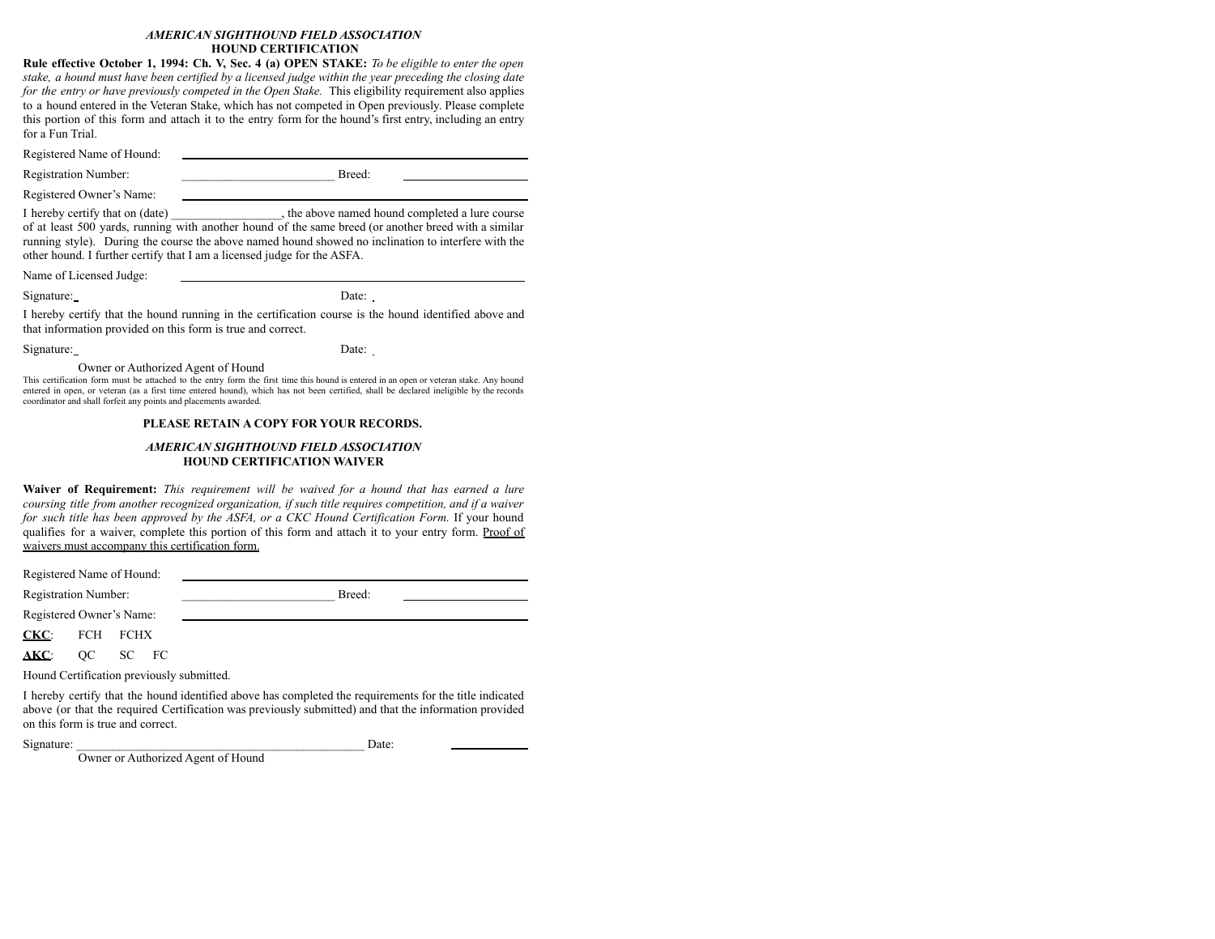*AMERICAN SIGHTHOUND FIELD ASSOCIATION*
**HOUND CERTIFICATION**

**Rule effective October 1, 1994: Ch. V, Sec. 4 (a) OPEN STAKE:** *To be eligible to enter the open stake, a hound must have been certified by a licensed judge within the year preceding the closing date for the entry or have previously competed in the Open Stake.* This eligibility requirement also applies to a hound entered in the Veteran Stake, which has not competed in Open previously. Please complete this portion of this form and attach it to the entry form for the hound's first entry, including an entry for a Fun Trial.

Registered Name of Hound: ______________________________

Registration Number: ______________________ Breed: ________________

Registered Owner's Name: ______________________________

I hereby certify that on (date) _________________, the above named hound completed a lure course of at least 500 yards, running with another hound of the same breed (or another breed with a similar running style). During the course the above named hound showed no inclination to interfere with the other hound. I further certify that I am a licensed judge for the ASFA.

Name of Licensed Judge: ______________________________

Signature: ______________________ Date: ____________

I hereby certify that the hound running in the certification course is the hound identified above and that information provided on this form is true and correct.

Signature: ______________________ Date: ____________

Owner or Authorized Agent of Hound

This certification form must be attached to the entry form the first time this hound is entered in an open or veteran stake. Any hound entered in open, or veteran (as a first time entered hound), which has not been certified, shall be declared ineligible by the records coordinator and shall forfeit any points and placements awarded.

**PLEASE RETAIN A COPY FOR YOUR RECORDS.**

*AMERICAN SIGHTHOUND FIELD ASSOCIATION*
**HOUND CERTIFICATION WAIVER**

**Waiver of Requirement:** *This requirement will be waived for a hound that has earned a lure coursing title from another recognized organization, if such title requires competition, and if a waiver for such title has been approved by the ASFA, or a CKC Hound Certification Form.* If your hound qualifies for a waiver, complete this portion of this form and attach it to your entry form. <u>Proof of waivers must accompany this certification form.</u>

Registered Name of Hound: ______________________________

Registration Number: ______________________ Breed: ________________

Registered Owner's Name: ______________________________

**<u>CKC</u>**: FCH FCHX

**<u>AKC</u>**: QC SC FC

Hound Certification previously submitted.

I hereby certify that the hound identified above has completed the requirements for the title indicated above (or that the required Certification was previously submitted) and that the information provided on this form is true and correct.

Signature: ____________________________________________ Date: ____________

Owner or Authorized Agent of Hound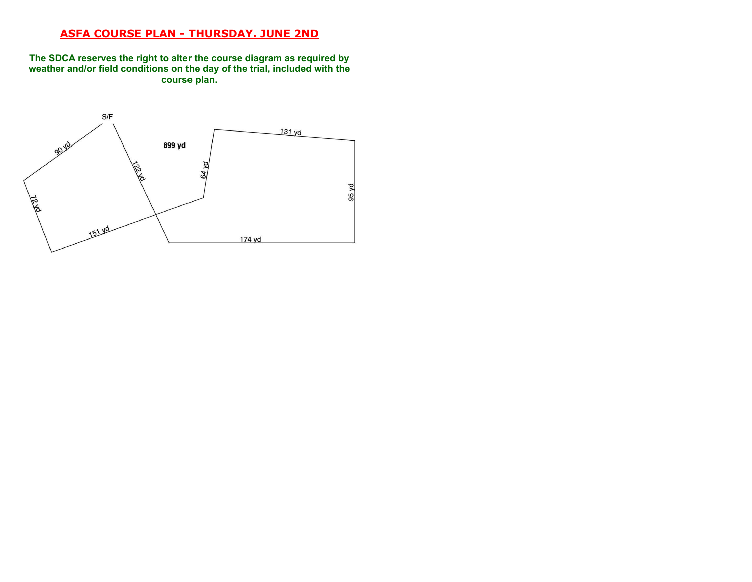## ASFA COURSE PLAN - THURSDAY. JUNE 2ND

**The SDCA reserves the right to alter the course diagram as required by weather and/or field conditions on the day of the trial, included with the course plan.**

S/F

90 yd

122 yd

899 yd

64 yd

131 yd

95 yd

72 yd

151 yd

174 yd